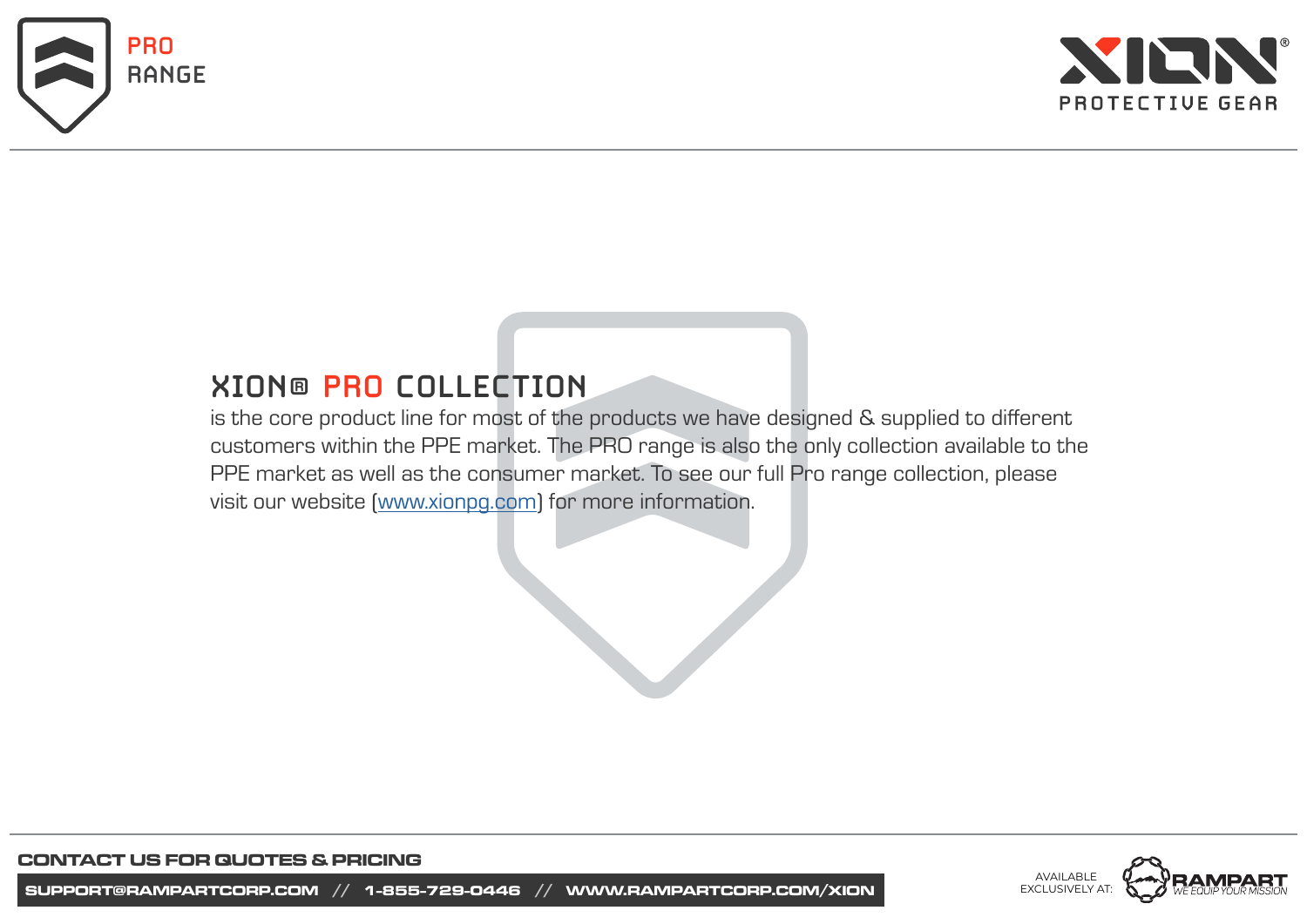# XION® PRO COLLECTION

is the core product line for most of the products we have designed & supplied to different customers within the PPE market. The PRO range is also the only collection available to the PPE market as well as the consumer market. To see our full Pro range collection, please visit our website (www.xionpg.com) for more information.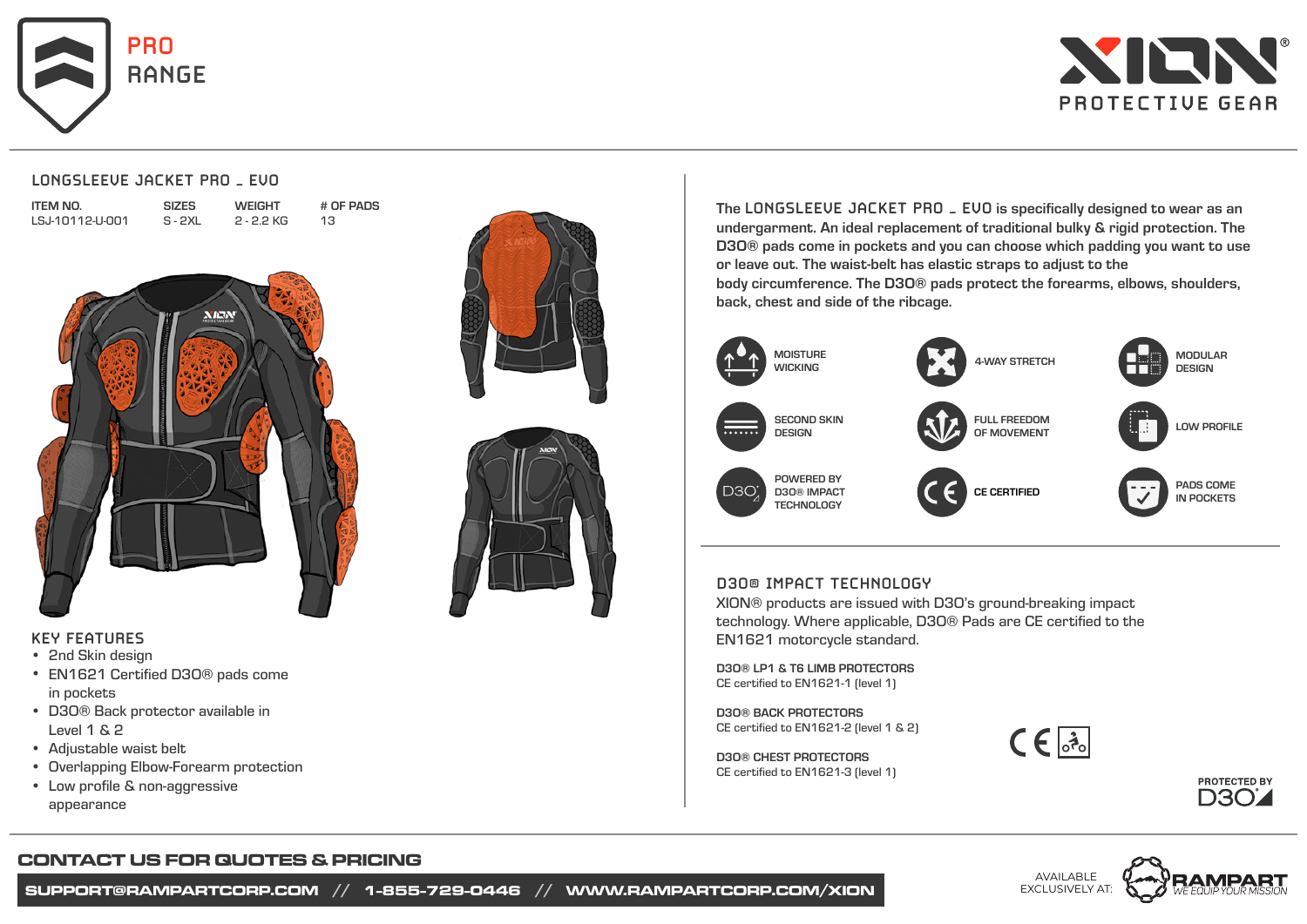PRO RANGE

XION PROTECTIVE GEAR

## LONGSLEEVE JACKET PRO _ EVO

| ITEM NO. | SIZES | WEIGHT | # OF PADS |
|---|---|---|---|
| LSJ-10112-U-001 | S - 2XL | 2 - 2.2 KG | 13 |

### KEY FEATURES

- 2nd Skin design
- EN1621 Certified D3O® pads come in pockets
- D3O® Back protector available in Level 1 & 2
- Adjustable waist belt
- Overlapping Elbow-Forearm protection
- Low profile & non-aggressive appearance

The LONGSLEEVE JACKET PRO _ EVO is specifically designed to wear as an undergarment. An ideal replacement of traditional bulky & rigid protection. The D3O® pads come in pockets and you can choose which padding you want to use or leave out. The waist-belt has elastic straps to adjust to the body circumference. The D3O® pads protect the forearms, elbows, shoulders, back, chest and side of the ribcage.

- MOISTURE WICKING
- 4-WAY STRETCH
- MODULAR DESIGN
- SECOND SKIN DESIGN
- FULL FREEDOM OF MOVEMENT
- LOW PROFILE
- POWERED BY D3O® IMPACT TECHNOLOGY
- CE CERTIFIED
- PADS COME IN POCKETS

## D3O® IMPACT TECHNOLOGY

XION® products are issued with D3O's ground-breaking impact technology. Where applicable, D3O® Pads are CE certified to the EN1621 motorcycle standard.

**D3O® LP1 & T6 LIMB PROTECTORS**
CE certified to EN1621-1 (level 1)

**D3O® BACK PROTECTORS**
CE certified to EN1621-2 (level 1 & 2)

**D3O® CHEST PROTECTORS**
CE certified to EN1621-3 (level 1)

PROTECTED BY D3O

**CONTACT US FOR QUOTES & PRICING**

**SUPPORT@RAMPARTCORP.COM // 1-855-729-0446 // WWW.RAMPARTCORP.COM/XION**

AVAILABLE EXCLUSIVELY AT: RAMPART WE EQUIP YOUR MISSION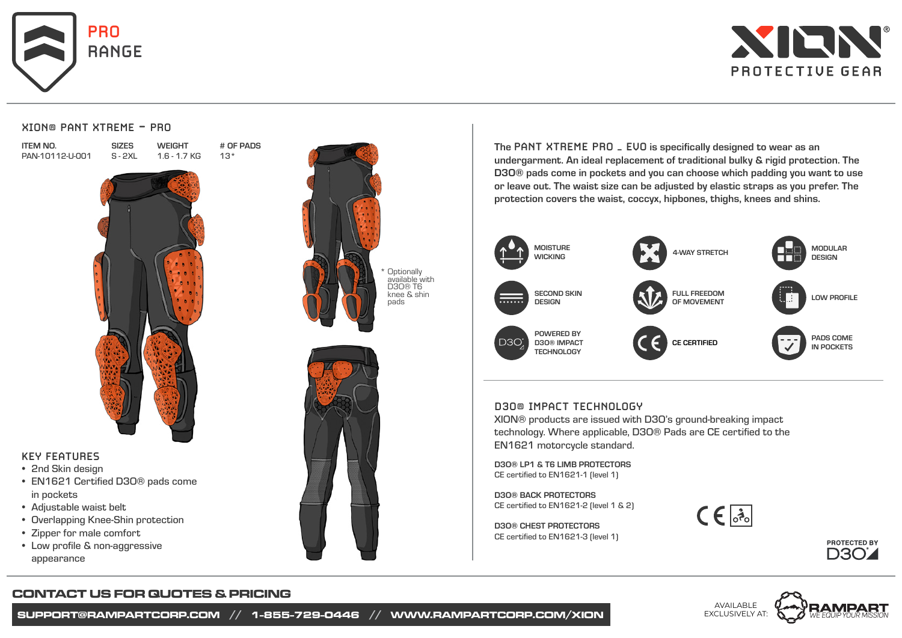PRO RANGE

XION® PROTECTIVE GEAR

## XION® PANT XTREME – PRO

| ITEM NO. | SIZES | WEIGHT | # OF PADS |
|---|---|---|---|
| PAN-10112-U-001 | S - 2XL | 1.6 - 1.7 KG | 13* |

\* Optionally available with D3O® T6 knee & shin pads

### KEY FEATURES

- 2nd Skin design
- EN1621 Certified D3O® pads come in pockets
- Adjustable waist belt
- Overlapping Knee-Shin protection
- Zipper for male comfort
- Low profile & non-aggressive appearance

**The PANT XTREME PRO _ EVO is specifically designed to wear as an undergarment. An ideal replacement of traditional bulky & rigid protection. The D3O® pads come in pockets and you can choose which padding you want to use or leave out. The waist size can be adjusted by elastic straps as you prefer. The protection covers the waist, coccyx, hipbones, thighs, knees and shins.**

- MOISTURE WICKING
- 4-WAY STRETCH
- MODULAR DESIGN
- SECOND SKIN DESIGN
- FULL FREEDOM OF MOVEMENT
- LOW PROFILE
- POWERED BY D3O® IMPACT TECHNOLOGY
- CE CERTIFIED
- PADS COME IN POCKETS

### D3O® IMPACT TECHNOLOGY

XION® products are issued with D3O's ground-breaking impact technology. Where applicable, D3O® Pads are CE certified to the EN1621 motorcycle standard.

**D3O® LP1 & T6 LIMB PROTECTORS**
CE certified to EN1621-1 (level 1)

**D3O® BACK PROTECTORS**
CE certified to EN1621-2 (level 1 & 2)

**D3O® CHEST PROTECTORS**
CE certified to EN1621-3 (level 1)

PROTECTED BY D3O

**CONTACT US FOR QUOTES & PRICING**

**SUPPORT@RAMPARTCORP.COM // 1-855-729-0446 // WWW.RAMPARTCORP.COM/XION**

AVAILABLE EXCLUSIVELY AT: RAMPART WE EQUIP YOUR MISSION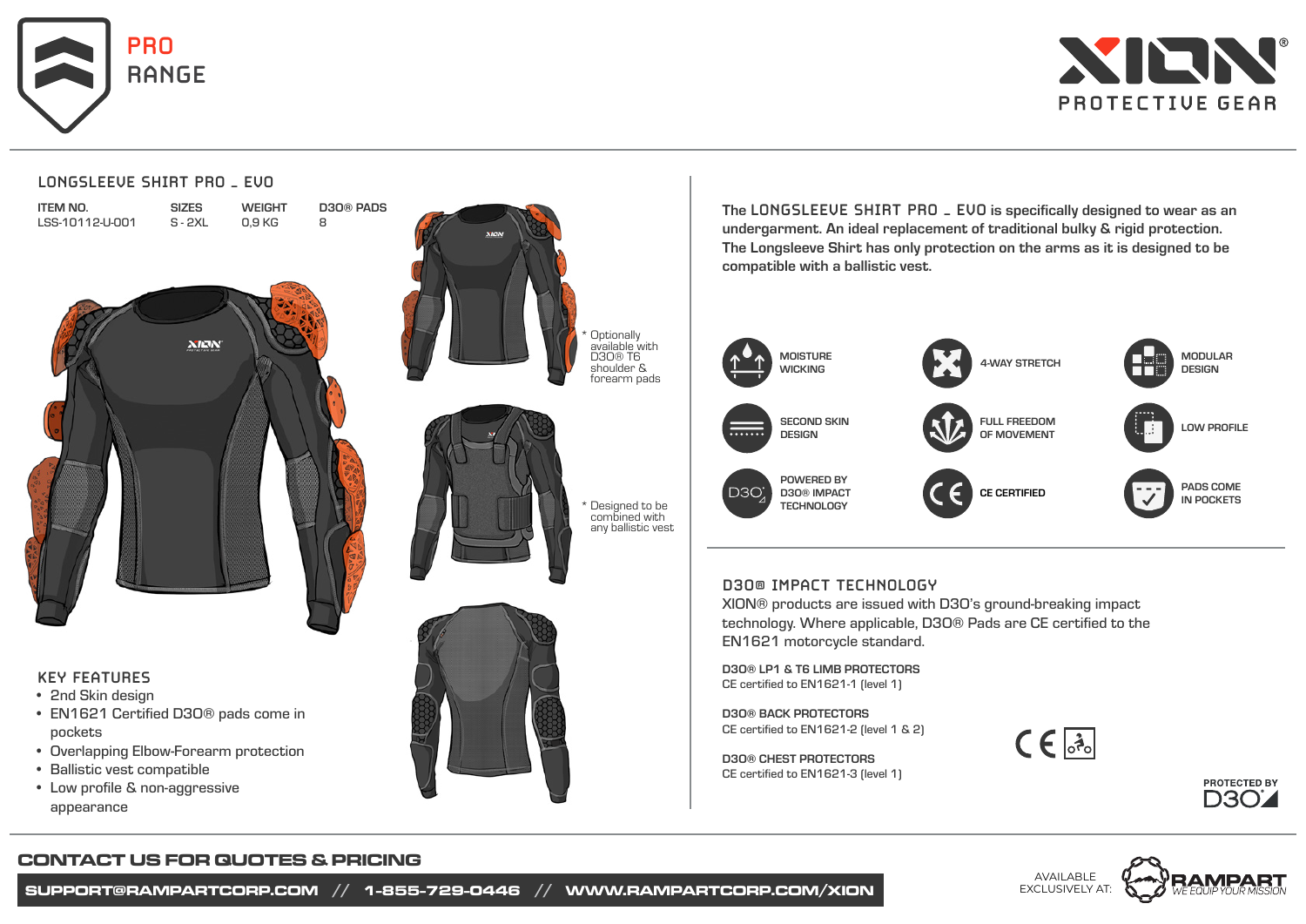PRO RANGE

XION PROTECTIVE GEAR

## LONGSLEEVE SHIRT PRO _ EVO

| ITEM NO. | SIZES | WEIGHT | D3O® PADS |
|---|---|---|---|
| LSS-10112-U-001 | S - 2XL | 0,9 KG | 8 |

* Optionally available with D3O® T6 shoulder & forearm pads

* Designed to be combined with any ballistic vest

### KEY FEATURES

- 2nd Skin design
- EN1621 Certified D3O® pads come in pockets
- Overlapping Elbow-Forearm protection
- Ballistic vest compatible
- Low profile & non-aggressive appearance

**The LONGSLEEVE SHIRT PRO _ EVO is specifically designed to wear as an undergarment. An ideal replacement of traditional bulky & rigid protection. The Longsleeve Shirt has only protection on the arms as it is designed to be compatible with a ballistic vest.**

- MOISTURE WICKING
- 4-WAY STRETCH
- MODULAR DESIGN
- SECOND SKIN DESIGN
- FULL FREEDOM OF MOVEMENT
- LOW PROFILE
- POWERED BY D3O® IMPACT TECHNOLOGY
- CE CERTIFIED
- PADS COME IN POCKETS

### D3O® IMPACT TECHNOLOGY

XION® products are issued with D3O's ground-breaking impact technology. Where applicable, D3O® Pads are CE certified to the EN1621 motorcycle standard.

**D3O® LP1 & T6 LIMB PROTECTORS**
CE certified to EN1621-1 (level 1)

**D3O® BACK PROTECTORS**
CE certified to EN1621-2 (level 1 & 2)

**D3O® CHEST PROTECTORS**
CE certified to EN1621-3 (level 1)

PROTECTED BY D3O

**CONTACT US FOR QUOTES & PRICING**

**SUPPORT@RAMPARTCORP.COM // 1-855-729-0446 // WWW.RAMPARTCORP.COM/XION**

AVAILABLE EXCLUSIVELY AT: RAMPART WE EQUIP YOUR MISSION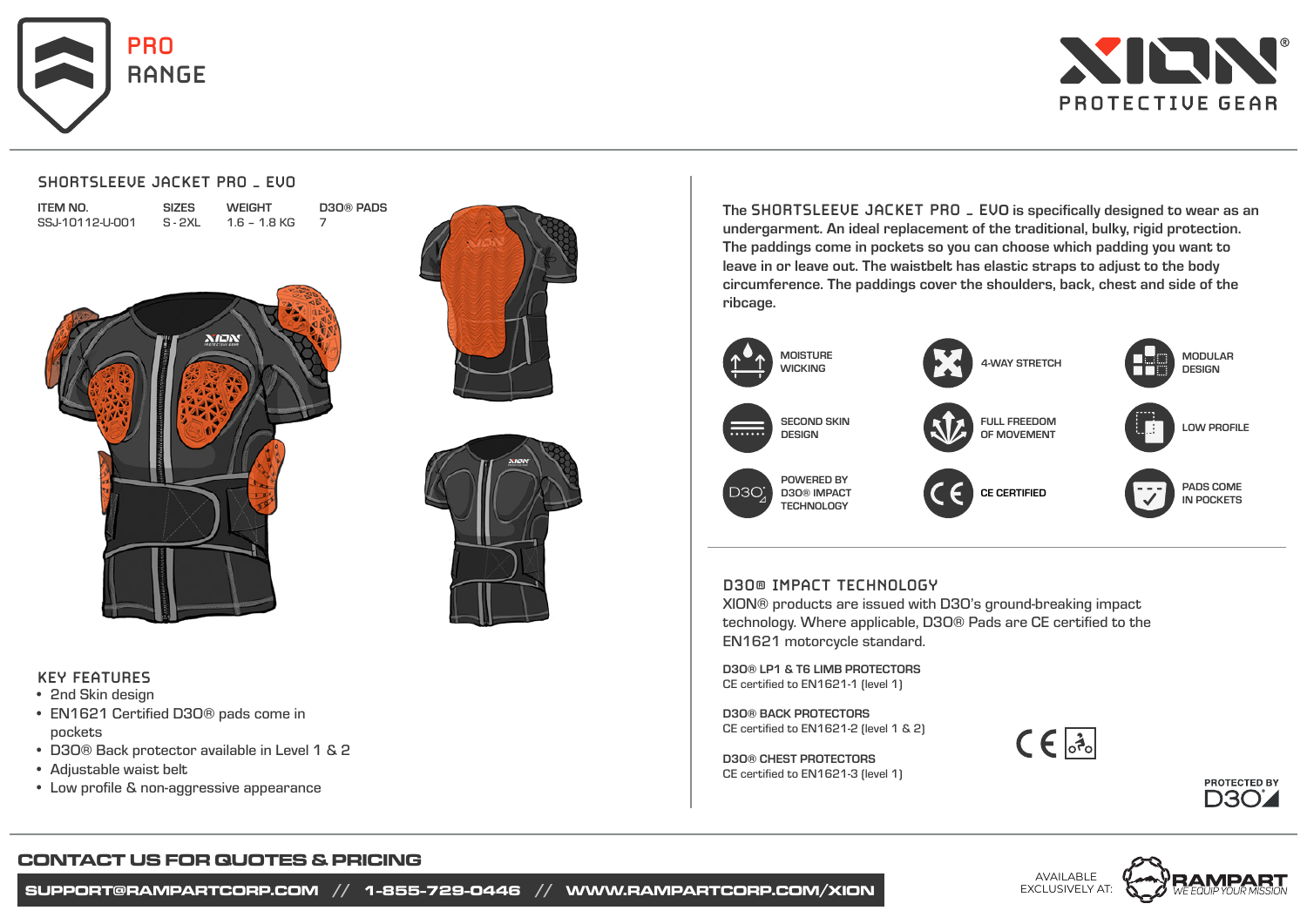PRO RANGE

XION® PROTECTIVE GEAR

## SHORTSLEEVE JACKET PRO _ EVO

| ITEM NO. | SIZES | WEIGHT | D3O® PADS |
|---|---|---|---|
| SSJ-10112-U-001 | S - 2XL | 1.6 – 1.8 KG | 7 |

The **SHORTSLEEVE JACKET PRO _ EVO** is specifically designed to wear as an undergarment. An ideal replacement of the traditional, bulky, rigid protection. The paddings come in pockets so you can choose which padding you want to leave in or leave out. The waistbelt has elastic straps to adjust to the body circumference. The paddings cover the shoulders, back, chest and side of the ribcage.

- MOISTURE WICKING
- 4-WAY STRETCH
- MODULAR DESIGN
- SECOND SKIN DESIGN
- FULL FREEDOM OF MOVEMENT
- LOW PROFILE
- POWERED BY D3O® IMPACT TECHNOLOGY
- CE CERTIFIED
- PADS COME IN POCKETS

### KEY FEATURES

- 2nd Skin design
- EN1621 Certified D3O® pads come in pockets
- D3O® Back protector available in Level 1 & 2
- Adjustable waist belt
- Low profile & non-aggressive appearance

### D3O® IMPACT TECHNOLOGY

XION® products are issued with D3O's ground-breaking impact technology. Where applicable, D3O® Pads are CE certified to the EN1621 motorcycle standard.

**D3O® LP1 & T6 LIMB PROTECTORS**
CE certified to EN1621-1 (level 1)

**D3O® BACK PROTECTORS**
CE certified to EN1621-2 (level 1 & 2)

**D3O® CHEST PROTECTORS**
CE certified to EN1621-3 (level 1)

PROTECTED BY D3O

**CONTACT US FOR QUOTES & PRICING**

SUPPORT@RAMPARTCORP.COM // 1-855-729-0446 // WWW.RAMPARTCORP.COM/XION

AVAILABLE EXCLUSIVELY AT: RAMPART — WE EQUIP YOUR MISSION